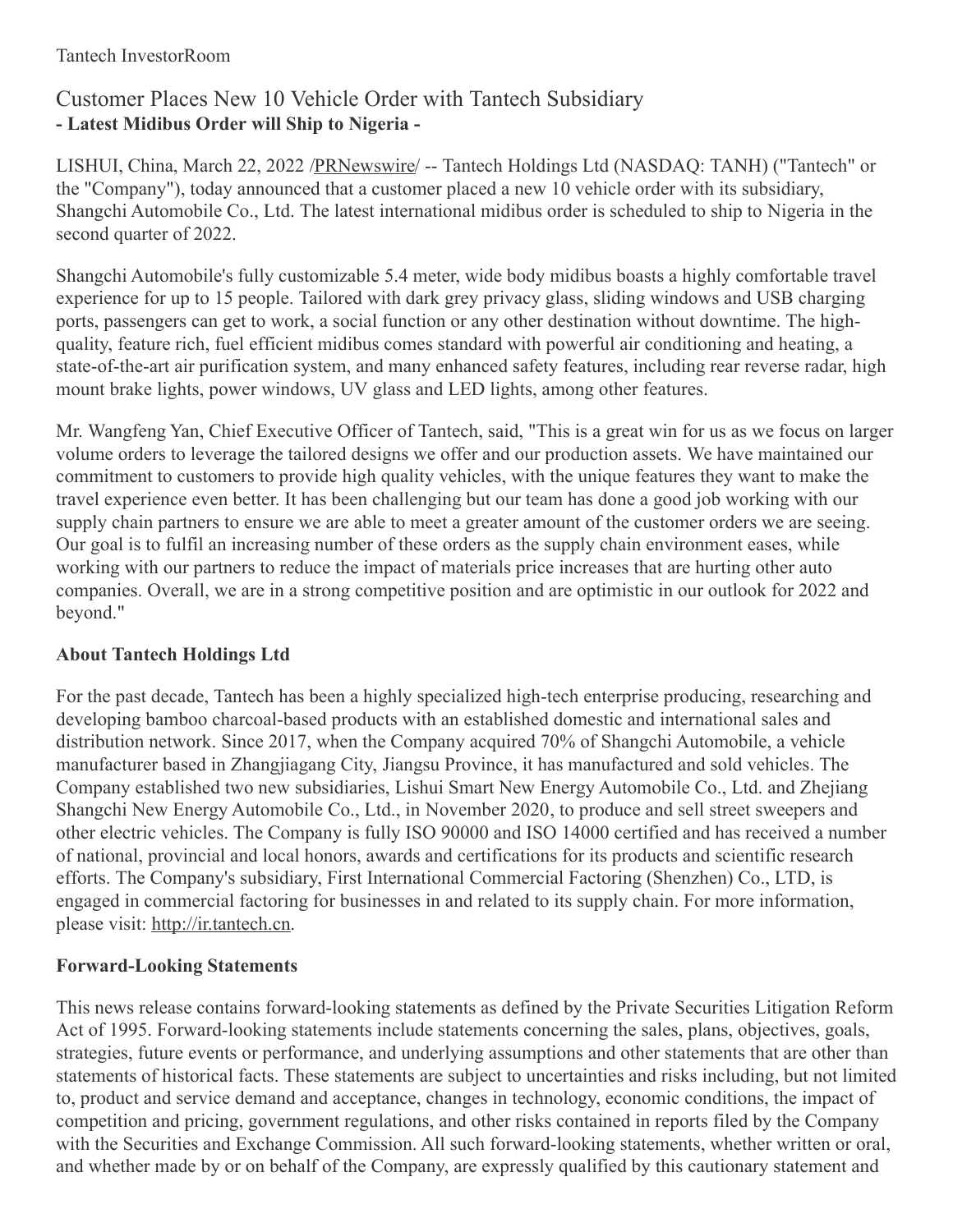Tantech InvestorRoom

# Customer Places New 10 Vehicle Order with Tantech Subsidiary

**- Latest Midibus Order will Ship to Nigeria -**

LISHUI, China, March 22, 2022 /PRNewswire/ -- Tantech Holdings Ltd (NASDAQ: TANH) ("Tantech" or the "Company"), today announced that a customer placed a new 10 vehicle order with its subsidiary, Shangchi Automobile Co., Ltd. The latest international midibus order is scheduled to ship to Nigeria in the second quarter of 2022.

Shangchi Automobile's fully customizable 5.4 meter, wide body midibus boasts a highly comfortable travel experience for up to 15 people. Tailored with dark grey privacy glass, sliding windows and USB charging ports, passengers can get to work, a social function or any other destination without downtime. The high-quality, feature rich, fuel efficient midibus comes standard with powerful air conditioning and heating, a state-of-the-art air purification system, and many enhanced safety features, including rear reverse radar, high mount brake lights, power windows, UV glass and LED lights, among other features.

Mr. Wangfeng Yan, Chief Executive Officer of Tantech, said, "This is a great win for us as we focus on larger volume orders to leverage the tailored designs we offer and our production assets. We have maintained our commitment to customers to provide high quality vehicles, with the unique features they want to make the travel experience even better. It has been challenging but our team has done a good job working with our supply chain partners to ensure we are able to meet a greater amount of the customer orders we are seeing. Our goal is to fulfil an increasing number of these orders as the supply chain environment eases, while working with our partners to reduce the impact of materials price increases that are hurting other auto companies. Overall, we are in a strong competitive position and are optimistic in our outlook for 2022 and beyond."

## About Tantech Holdings Ltd

For the past decade, Tantech has been a highly specialized high-tech enterprise producing, researching and developing bamboo charcoal-based products with an established domestic and international sales and distribution network. Since 2017, when the Company acquired 70% of Shangchi Automobile, a vehicle manufacturer based in Zhangjiagang City, Jiangsu Province, it has manufactured and sold vehicles. The Company established two new subsidiaries, Lishui Smart New Energy Automobile Co., Ltd. and Zhejiang Shangchi New Energy Automobile Co., Ltd., in November 2020, to produce and sell street sweepers and other electric vehicles. The Company is fully ISO 90000 and ISO 14000 certified and has received a number of national, provincial and local honors, awards and certifications for its products and scientific research efforts. The Company's subsidiary, First International Commercial Factoring (Shenzhen) Co., LTD, is engaged in commercial factoring for businesses in and related to its supply chain. For more information, please visit: http://ir.tantech.cn.

## Forward-Looking Statements

This news release contains forward-looking statements as defined by the Private Securities Litigation Reform Act of 1995. Forward-looking statements include statements concerning the sales, plans, objectives, goals, strategies, future events or performance, and underlying assumptions and other statements that are other than statements of historical facts. These statements are subject to uncertainties and risks including, but not limited to, product and service demand and acceptance, changes in technology, economic conditions, the impact of competition and pricing, government regulations, and other risks contained in reports filed by the Company with the Securities and Exchange Commission. All such forward-looking statements, whether written or oral, and whether made by or on behalf of the Company, are expressly qualified by this cautionary statement and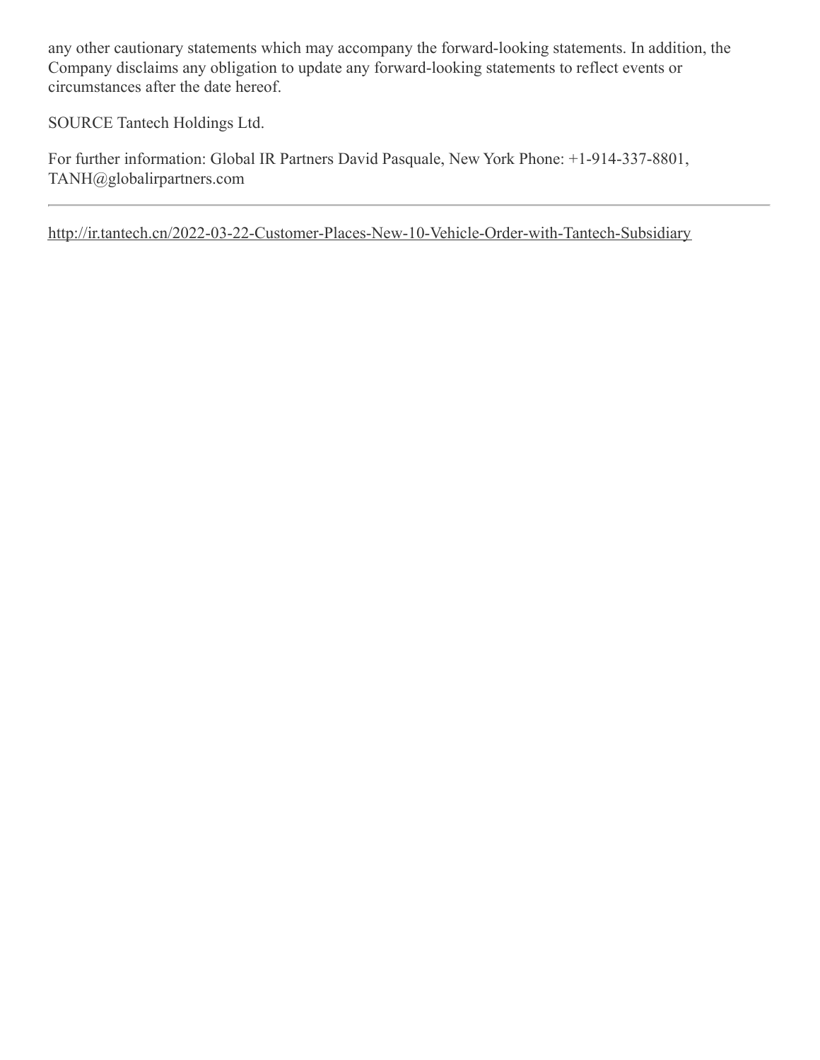any other cautionary statements which may accompany the forward-looking statements. In addition, the Company disclaims any obligation to update any forward-looking statements to reflect events or circumstances after the date hereof.

SOURCE Tantech Holdings Ltd.

For further information: Global IR Partners David Pasquale, New York Phone: +1-914-337-8801, TANH@globalirpartners.com

---

http://ir.tantech.cn/2022-03-22-Customer-Places-New-10-Vehicle-Order-with-Tantech-Subsidiary